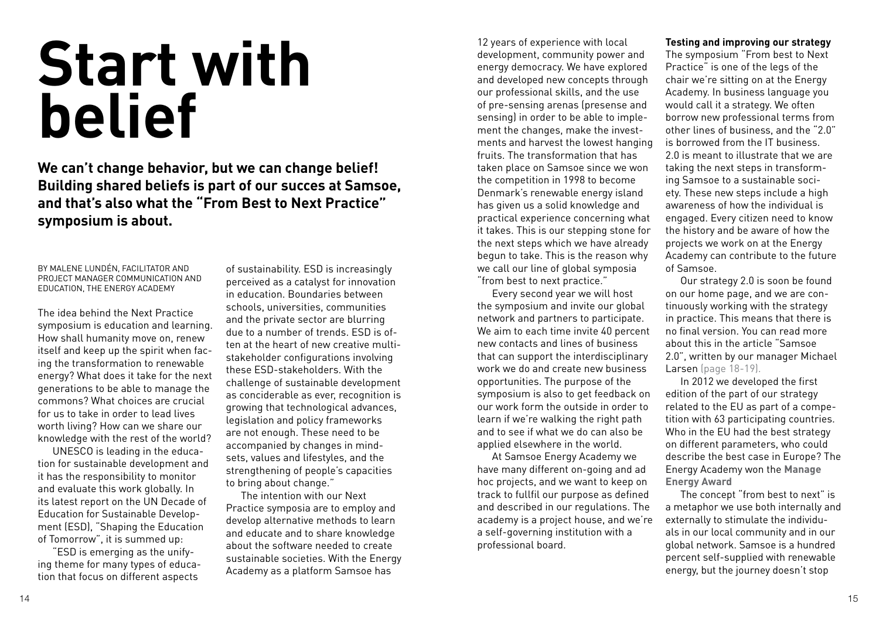# Start with belief

**We can't change behavior, but we can change belief! Building shared beliefs is part of our succes at Samsoe, and that's also what the "From Best to Next Practice" symposium is about.**

BY MALENE LUNDÉN, FACILITATOR AND PROJECT MANAGER COMMUNICATION AND EDUCATION, THE ENERGY ACADEMY

The idea behind the Next Practice symposium is education and learning. How shall humanity move on, renew itself and keep up the spirit when facing the transformation to renewable energy? What does it take for the next generations to be able to manage the commons? What choices are crucial for us to take in order to lead lives worth living? How can we share our knowledge with the rest of the world?

UNESCO is leading in the education for sustainable development and it has the responsibility to monitor and evaluate this work globally. In its latest report on the UN Decade of Education for Sustainable Development (ESD), "Shaping the Education of Tomorrow", it is summed up:

"ESD is emerging as the unifying theme for many types of education that focus on different aspects of sustainability. ESD is increasingly perceived as a catalyst for innovation in education. Boundaries between schools, universities, communities and the private sector are blurring due to a number of trends. ESD is often at the heart of new creative multi-stakeholder configurations involving these ESD-stakeholders. With the challenge of sustainable development as conciderable as ever, recognition is growing that technological advances, legislation and policy frameworks are not enough. These need to be accompanied by changes in mindsets, values and lifestyles, and the strengthening of people's capacities to bring about change."

The intention with our Next Practice symposia are to employ and develop alternative methods to learn and educate and to share knowledge about the software needed to create sustainable societies. With the Energy Academy as a platform Samsoe has 12 years of experience with local development, community power and energy democracy. We have explored and developed new concepts through our professional skills, and the use of pre-sensing arenas (presense and sensing) in order to be able to implement the changes, make the investments and harvest the lowest hanging fruits. The transformation that has taken place on Samsoe since we won the competition in 1998 to become Denmark's renewable energy island has given us a solid knowledge and practical experience concerning what it takes. This is our stepping stone for the next steps which we have already begun to take. This is the reason why we call our line of global symposia "from best to next practice."

Every second year we will host the symposium and invite our global network and partners to participate. We aim to each time invite 40 percent new contacts and lines of business that can support the interdisciplinary work we do and create new business opportunities. The purpose of the symposium is also to get feedback on our work form the outside in order to learn if we're walking the right path and to see if what we do can also be applied elsewhere in the world.

At Samsoe Energy Academy we have many different on-going and ad hoc projects, and we want to keep on track to fullfil our purpose as defined and described in our regulations. The academy is a project house, and we're a self-governing institution with a professional board.

**Testing and improving our strategy**

The symposium "From best to Next Practice" is one of the legs of the chair we're sitting on at the Energy Academy. In business language you would call it a strategy. We often borrow new professional terms from other lines of business, and the "2.0" is borrowed from the IT business. 2.0 is meant to illustrate that we are taking the next steps in transforming Samsoe to a sustainable society. These new steps include a high awareness of how the individual is engaged. Every citizen need to know the history and be aware of how the projects we work on at the Energy Academy can contribute to the future of Samsoe.

Our strategy 2.0 is soon be found on our home page, and we are continuously working with the strategy in practice. This means that there is no final version. You can read more about this in the article "Samsoe 2.0", written by our manager Michael Larsen (page 18-19).

In 2012 we developed the first edition of the part of our strategy related to the EU as part of a competition with 63 participating countries. Who in the EU had the best strategy on different parameters, who could describe the best case in Europe? The Energy Academy won the **Manage Energy Award**

The concept "from best to next" is a metaphor we use both internally and externally to stimulate the individuals in our local community and in our global network. Samsoe is a hundred percent self-supplied with renewable energy, but the journey doesn't stop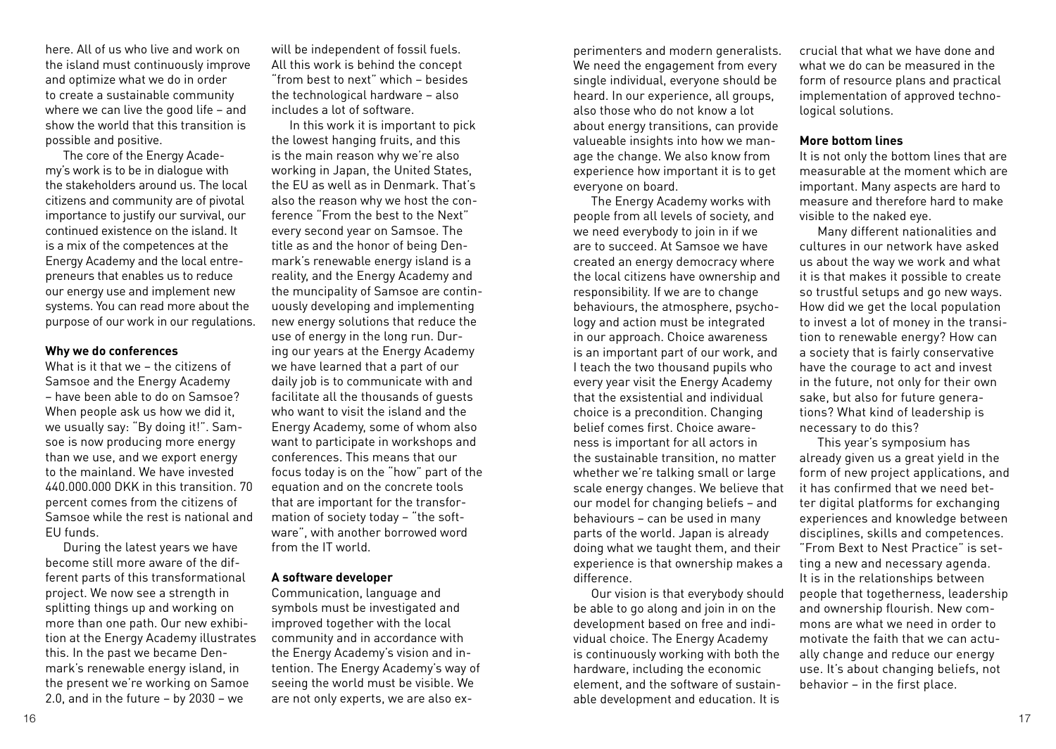here. All of us who live and work on the island must continuously improve and optimize what we do in order to create a sustainable community where we can live the good life – and show the world that this transition is possible and positive.

The core of the Energy Academy's work is to be in dialogue with the stakeholders around us. The local citizens and community are of pivotal importance to justify our survival, our continued existence on the island. It is a mix of the competences at the Energy Academy and the local entrepreneurs that enables us to reduce our energy use and implement new systems. You can read more about the purpose of our work in our regulations.

**Why we do conferences**

What is it that we – the citizens of Samsoe and the Energy Academy – have been able to do on Samsoe? When people ask us how we did it, we usually say: "By doing it!". Samsoe is now producing more energy than we use, and we export energy to the mainland. We have invested 440.000.000 DKK in this transition. 70 percent comes from the citizens of Samsoe while the rest is national and EU funds.

During the latest years we have become still more aware of the different parts of this transformational project. We now see a strength in splitting things up and working on more than one path. Our new exhibition at the Energy Academy illustrates this. In the past we became Denmark's renewable energy island, in the present we're working on Samoe 2.0, and in the future – by 2030 – we will be independent of fossil fuels. All this work is behind the concept "from best to next" which – besides the technological hardware – also includes a lot of software.

In this work it is important to pick the lowest hanging fruits, and this is the main reason why we're also working in Japan, the United States, the EU as well as in Denmark. That's also the reason why we host the conference "From the best to the Next" every second year on Samsoe. The title as and the honor of being Denmark's renewable energy island is a reality, and the Energy Academy and the muncipality of Samsoe are continuously developing and implementing new energy solutions that reduce the use of energy in the long run. During our years at the Energy Academy we have learned that a part of our daily job is to communicate with and facilitate all the thousands of guests who want to visit the island and the Energy Academy, some of whom also want to participate in workshops and conferences. This means that our focus today is on the "how" part of the equation and on the concrete tools that are important for the transformation of society today – "the software", with another borrowed word from the IT world.

**A software developer**

Communication, language and symbols must be investigated and improved together with the local community and in accordance with the Energy Academy's vision and intention. The Energy Academy's way of seeing the world must be visible. We are not only experts, we are also experimenters and modern generalists. We need the engagement from every single individual, everyone should be heard. In our experience, all groups, also those who do not know a lot about energy transitions, can provide valueable insights into how we manage the change. We also know from experience how important it is to get everyone on board.

The Energy Academy works with people from all levels of society, and we need everybody to join in if we are to succeed. At Samsoe we have created an energy democracy where the local citizens have ownership and responsibility. If we are to change behaviours, the atmosphere, psychology and action must be integrated in our approach. Choice awareness is an important part of our work, and I teach the two thousand pupils who every year visit the Energy Academy that the exsistential and individual choice is a precondition. Changing belief comes first. Choice awareness is important for all actors in the sustainable transition, no matter whether we're talking small or large scale energy changes. We believe that our model for changing beliefs – and behaviours – can be used in many parts of the world. Japan is already doing what we taught them, and their experience is that ownership makes a difference.

Our vision is that everybody should be able to go along and join in on the development based on free and individual choice. The Energy Academy is continuously working with both the hardware, including the economic element, and the software of sustainable development and education. It is crucial that what we have done and what we do can be measured in the form of resource plans and practical implementation of approved technological solutions.

**More bottom lines**

It is not only the bottom lines that are measurable at the moment which are important. Many aspects are hard to measure and therefore hard to make visible to the naked eye.

Many different nationalities and cultures in our network have asked us about the way we work and what it is that makes it possible to create so trustful setups and go new ways. How did we get the local population to invest a lot of money in the transition to renewable energy? How can a society that is fairly conservative have the courage to act and invest in the future, not only for their own sake, but also for future generations? What kind of leadership is necessary to do this?

This year's symposium has already given us a great yield in the form of new project applications, and it has confirmed that we need better digital platforms for exchanging experiences and knowledge between disciplines, skills and competences. "From Bext to Nest Practice" is setting a new and necessary agenda. It is in the relationships between people that togetherness, leadership and ownership flourish. New commons are what we need in order to motivate the faith that we can actually change and reduce our energy use. It's about changing beliefs, not behavior – in the first place.